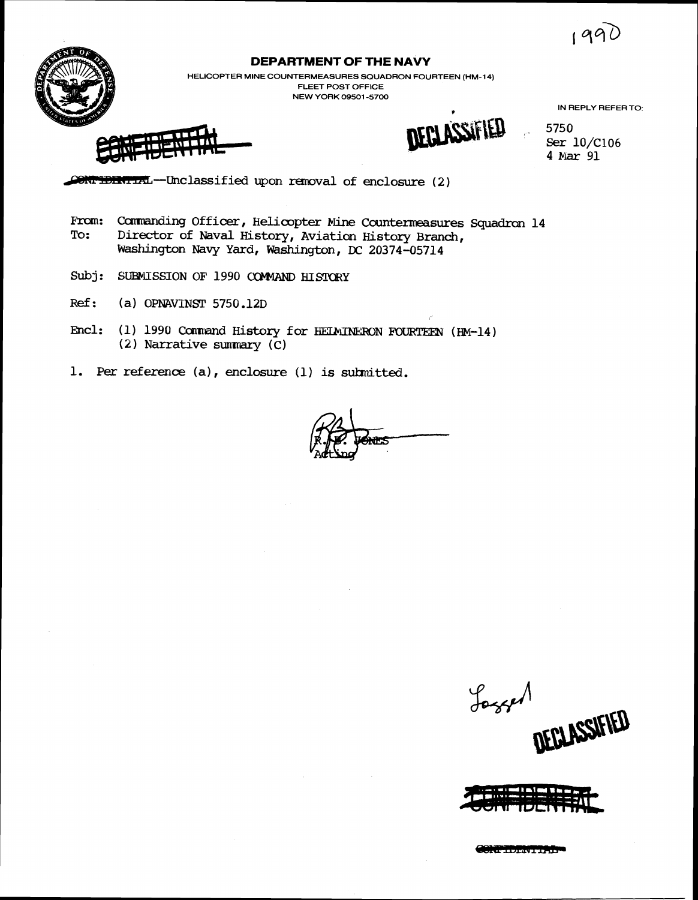1990

# DEPARTMENT OF THE NAVY

HELICOPTER MINE COUNTERMEASURES SQUADRON FOURTEEN (HM-14)
FLEET POST OFFICE
NEW YORK 09501-5700

IN REPLY REFER TO:

~~CONFIDENTIAL~~

DECLASSIFIED

5750
Ser 10/C106
4 Mar 91

~~CONFIDENTIAL~~--Unclassified upon removal of enclosure (2)

From: Commanding Officer, Helicopter Mine Countermeasures Squadron 14
To: Director of Naval History, Aviation History Branch, Washington Navy Yard, Washington, DC 20374-05714

Subj: SUBMISSION OF 1990 COMMAND HISTORY

Ref: (a) OPNAVINST 5750.12D

Encl: (1) 1990 Command History for HELMINERON FOURTEEN (HM-14)
(2) Narrative summary (C)

1. Per reference (a), enclosure (1) is submitted.

R. B. JONES
Acting

Logged

DECLASSIFIED

~~CONFIDENTIAL~~

~~CONFIDENTIAL~~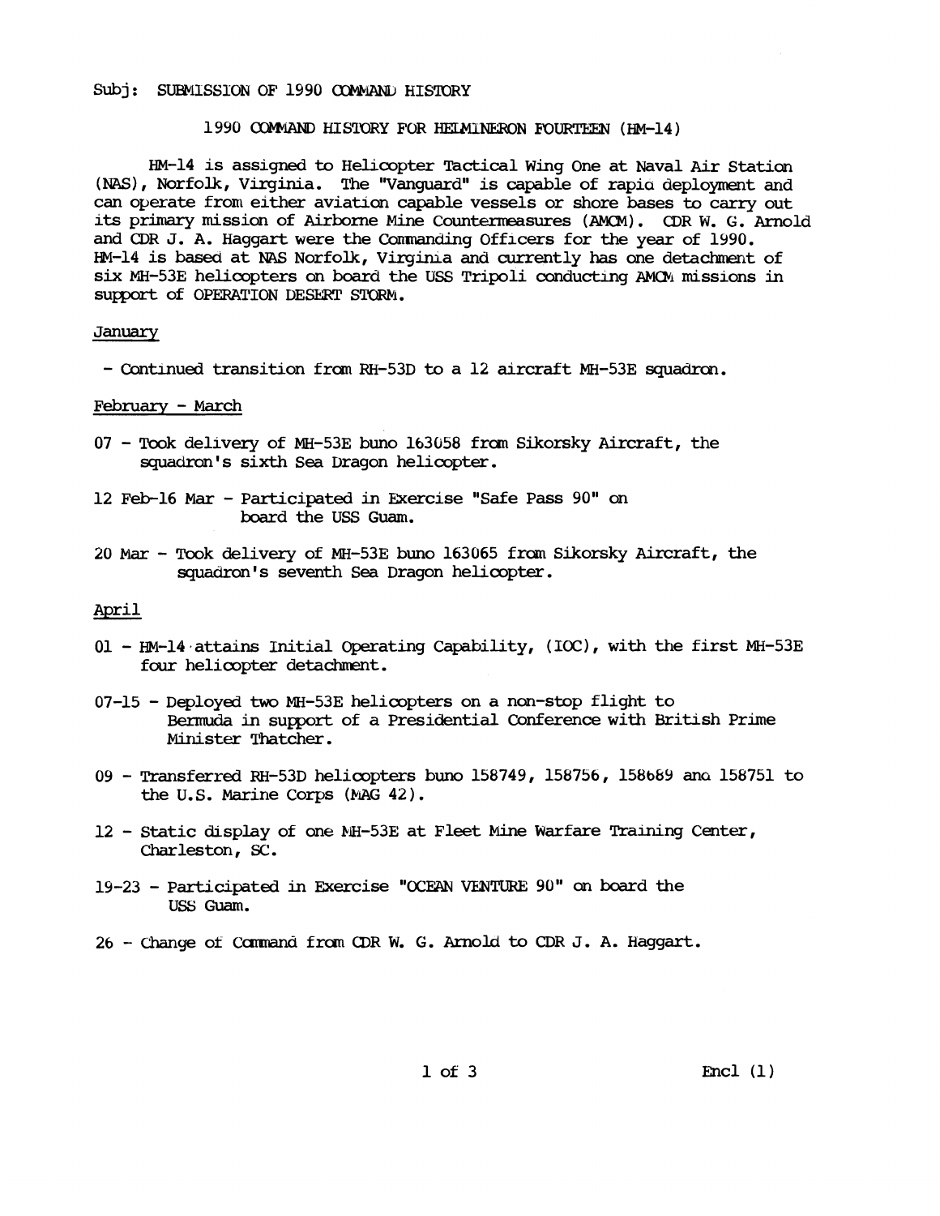Subj: SUBMISSION OF 1990 COMMAND HISTORY

1990 COMMAND HISTORY FOR HELMINERON FOURTEEN (HM-14)

HM-14 is assigned to Helicopter Tactical Wing One at Naval Air Station (NAS), Norfolk, Virginia. The "Vanguard" is capable of rapid deployment and can operate from either aviation capable vessels or shore bases to carry out its primary mission of Airborne Mine Countermeasures (AMCM). CDR W. G. Arnold and CDR J. A. Haggart were the Commanding Officers for the year of 1990. HM-14 is based at NAS Norfolk, Virginia and currently has one detachment of six MH-53E helicopters on board the USS Tripoli conducting AMCM missions in support of OPERATION DESERT STORM.

January

- Continued transition from RH-53D to a 12 aircraft MH-53E squadron.

February - March

07 - Took delivery of MH-53E buno 163058 from Sikorsky Aircraft, the squadron's sixth Sea Dragon helicopter.

12 Feb-16 Mar - Participated in Exercise "Safe Pass 90" on board the USS Guam.

20 Mar - Took delivery of MH-53E buno 163065 from Sikorsky Aircraft, the squadron's seventh Sea Dragon helicopter.

April

01 - HM-14 attains Initial Operating Capability, (IOC), with the first MH-53E four helicopter detachment.

07-15 - Deployed two MH-53E helicopters on a non-stop flight to Bermuda in support of a Presidential Conference with British Prime Minister Thatcher.

09 - Transferred RH-53D helicopters buno 158749, 158756, 158689 and 158751 to the U.S. Marine Corps (MAG 42).

12 - Static display of one MH-53E at Fleet Mine Warfare Training Center, Charleston, SC.

19-23 - Participated in Exercise "OCEAN VENTURE 90" on board the USS Guam.

26 - Change of Command from CDR W. G. Arnold to CDR J. A. Haggart.

Encl (1)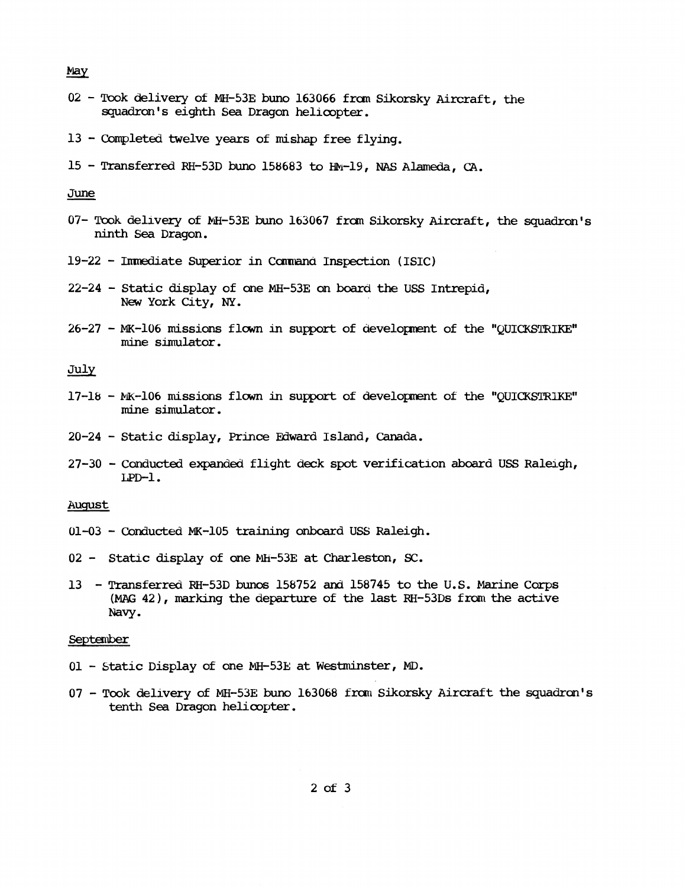May

02 - Took delivery of MH-53E buno 163066 from Sikorsky Aircraft, the squadron's eighth Sea Dragon helicopter.

13 - Completed twelve years of mishap free flying.

15 - Transferred RH-53D buno 158683 to HM-19, NAS Alameda, CA.

June

07- Took delivery of MH-53E buno 163067 from Sikorsky Aircraft, the squadron's ninth Sea Dragon.

19-22 - Immediate Superior in Command Inspection (ISIC)

22-24 - Static display of one MH-53E on board the USS Intrepid, New York City, NY.

26-27 - MK-106 missions flown in support of development of the "QUICKSTRIKE" mine simulator.

July

17-18 - MK-106 missions flown in support of development of the "QUICKSTRIKE" mine simulator.

20-24 - Static display, Prince Edward Island, Canada.

27-30 - Conducted expanded flight deck spot verification aboard USS Raleigh, LPD-1.

August

01-03 - Conducted MK-105 training onboard USS Raleigh.

02 - Static display of one MH-53E at Charleston, SC.

13 - Transferred RH-53D bunos 158752 and 158745 to the U.S. Marine Corps (MAG 42), marking the departure of the last RH-53Ds from the active Navy.

September

01 - Static Display of one MH-53E at Westminster, MD.

07 - Took delivery of MH-53E buno 163068 from Sikorsky Aircraft the squadron's tenth Sea Dragon helicopter.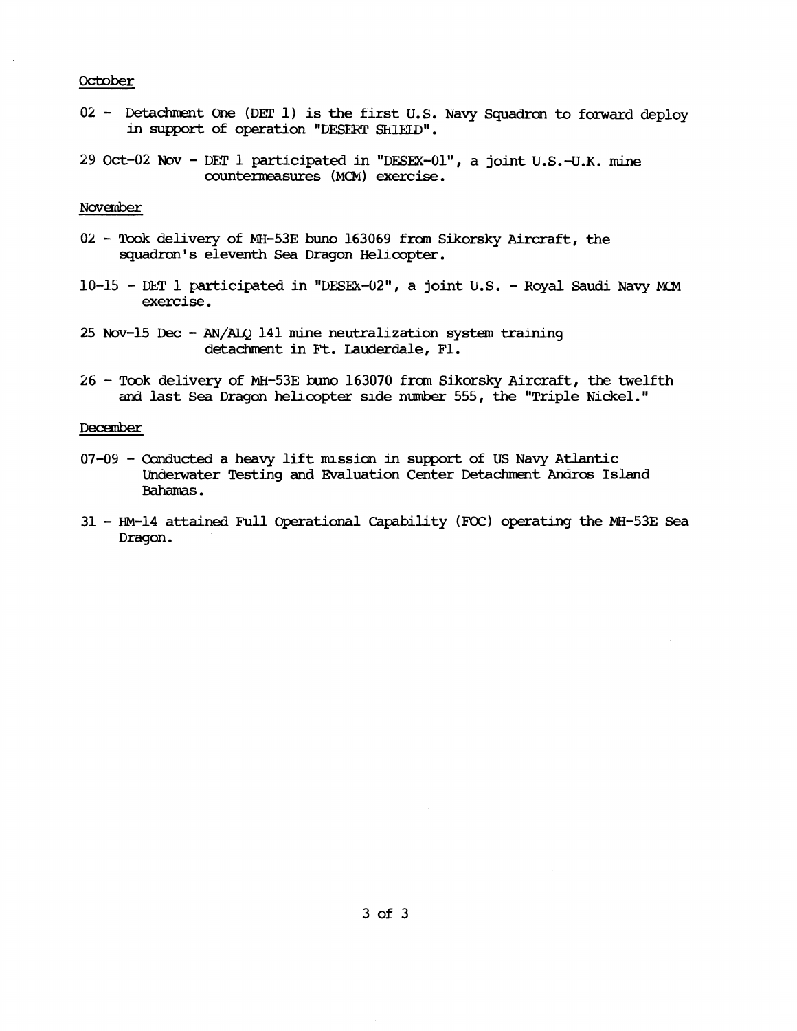October

- 02 - Detachment One (DET 1) is the first U.S. Navy Squadron to forward deploy in support of operation "DESERT SHIELD".
- 29 Oct-02 Nov - DET 1 participated in "DESEX-01", a joint U.S.-U.K. mine countermeasures (MCM) exercise.

November

- 02 - Took delivery of MH-53E buno 163069 from Sikorsky Aircraft, the squadron's eleventh Sea Dragon Helicopter.
- 10-15 - DET 1 participated in "DESEX-02", a joint U.S. - Royal Saudi Navy MCM exercise.
- 25 Nov-15 Dec - AN/ALQ 141 mine neutralization system training detachment in Ft. Lauderdale, Fl.
- 26 - Took delivery of MH-53E buno 163070 from Sikorsky Aircraft, the twelfth and last Sea Dragon helicopter side number 555, the "Triple Nickel."

December

- 07-09 - Conducted a heavy lift mission in support of US Navy Atlantic Underwater Testing and Evaluation Center Detachment Andros Island Bahamas.
- 31 - HM-14 attained Full Operational Capability (FOC) operating the MH-53E Sea Dragon.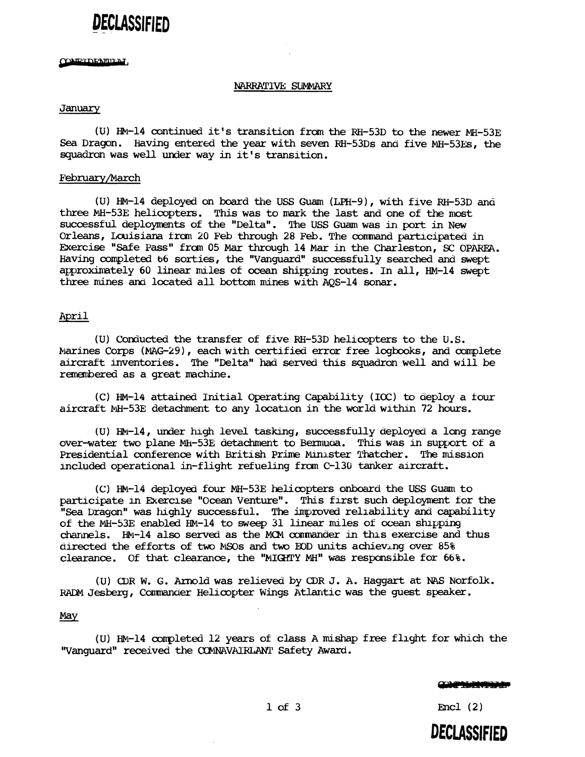DECLASSIFIED

CONFIDENTIAL

NARRATIVE SUMMARY

January

(U) HM-14 continued it's transition from the RH-53D to the newer MH-53E Sea Dragon. Having entered the year with seven RH-53Ds and five MH-53Es, the squadron was well under way in it's transition.

February/March

(U) HM-14 deployed on board the USS Guam (LPH-9), with five RH-53D and three MH-53E helicopters. This was to mark the last and one of the most successful deployments of the "Delta". The USS Guam was in port in New Orleans, Louisiana from 20 Feb through 28 Feb. The command participated in Exercise "Safe Pass" from 05 Mar through 14 Mar in the Charleston, SC OPAREA. Having completed 66 sorties, the "Vanguard" successfully searched and swept approximately 60 linear miles of ocean shipping routes. In all, HM-14 swept three mines and located all bottom mines with AQS-14 sonar.

April

(U) Conducted the transfer of five RH-53D helicopters to the U.S. Marines Corps (MAG-29), each with certified error free logbooks, and complete aircraft inventories. The "Delta" had served this squadron well and will be remembered as a great machine.

(C) HM-14 attained Initial Operating Capability (IOC) to deploy a four aircraft MH-53E detachment to any location in the world within 72 hours.

(U) HM-14, under high level tasking, successfully deployed a long range over-water two plane MH-53E detachment to Bermuda. This was in support of a Presidential conference with British Prime Minister Thatcher. The mission included operational in-flight refueling from C-130 tanker aircraft.

(C) HM-14 deployed four MH-53E helicopters onboard the USS Guam to participate in Exercise "Ocean Venture". This first such deployment for the "Sea Dragon" was highly successful. The improved reliability and capability of the MH-53E enabled HM-14 to sweep 31 linear miles of ocean shipping channels. HM-14 also served as the MCM commander in this exercise and thus directed the efforts of two MSOs and two EOD units achieving over 85% clearance. Of that clearance, the "MIGHTY MH" was responsible for 66%.

(U) CDR W. G. Arnold was relieved by CDR J. A. Haggart at NAS Norfolk. RADM Jesberg, Commander Helicopter Wings Atlantic was the guest speaker.

May

(U) HM-14 completed 12 years of class A mishap free flight for which the "Vanguard" received the COMNAVAIRLANT Safety Award.

CONFIDENTIAL

Encl (2)

DECLASSIFIED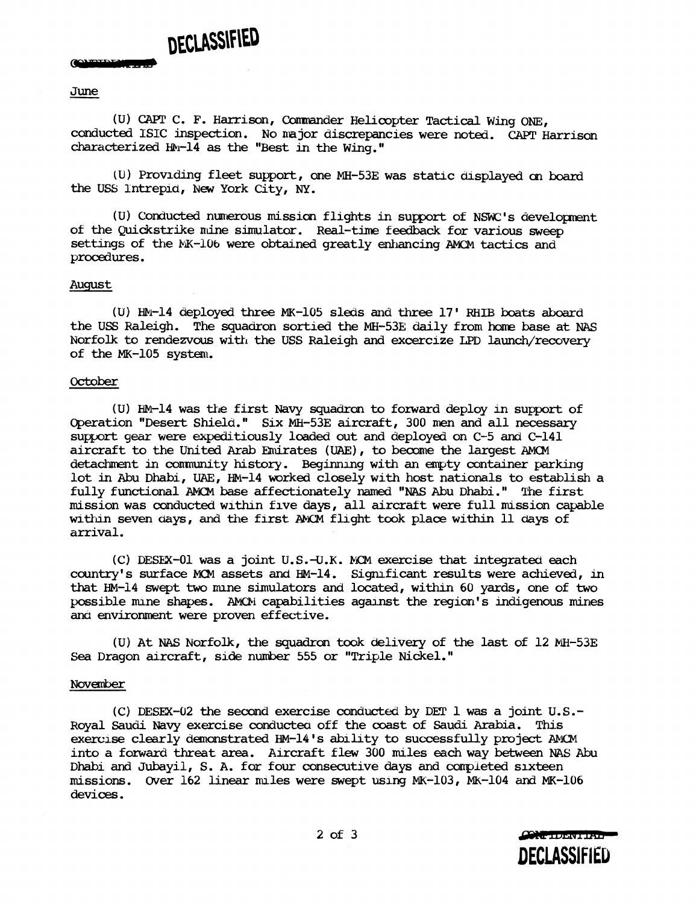DECLASSIFIED

June

(U) CAPT C. F. Harrison, Commander Helicopter Tactical Wing ONE, conducted ISIC inspection. No major discrepancies were noted. CAPT Harrison characterized HM-14 as the "Best in the Wing."

(U) Providing fleet support, one MH-53E was static displayed on board the USS Intrepid, New York City, NY.

(U) Conducted numerous mission flights in support of NSWC's development of the Quickstrike mine simulator. Real-time feedback for various sweep settings of the MK-106 were obtained greatly enhancing AMCM tactics and procedures.

August

(U) HM-14 deployed three MK-105 sleds and three 17' RHIB boats aboard the USS Raleigh. The squadron sortied the MH-53E daily from home base at NAS Norfolk to rendezvous with the USS Raleigh and excercize LPD launch/recovery of the MK-105 system.

October

(U) HM-14 was the first Navy squadron to forward deploy in support of Operation "Desert Shield." Six MH-53E aircraft, 300 men and all necessary support gear were expeditiously loaded out and deployed on C-5 and C-141 aircraft to the United Arab Emirates (UAE), to become the largest AMCM detachment in community history. Beginning with an empty container parking lot in Abu Dhabi, UAE, HM-14 worked closely with host nationals to establish a fully functional AMCM base affectionately named "NAS Abu Dhabi." The first mission was conducted within five days, all aircraft were full mission capable within seven days, and the first AMCM flight took place within 11 days of arrival.

(C) DESEX-01 was a joint U.S.-U.K. MCM exercise that integrated each country's surface MCM assets and HM-14. Significant results were achieved, in that HM-14 swept two mine simulators and located, within 60 yards, one of two possible mine shapes. AMCM capabilities against the region's indigenous mines and environment were proven effective.

(U) At NAS Norfolk, the squadron took delivery of the last of 12 MH-53E Sea Dragon aircraft, side number 555 or "Triple Nickel."

November

(C) DESEX-02 the second exercise conducted by DET 1 was a joint U.S.-Royal Saudi Navy exercise conducted off the coast of Saudi Arabia. This exercise clearly demonstrated HM-14's ability to successfully project AMCM into a forward threat area. Aircraft flew 300 miles each way between NAS Abu Dhabi and Jubayil, S. A. for four consecutive days and completed sixteen missions. Over 162 linear miles were swept using MK-103, MK-104 and MK-106 devices.

DECLASSIFIED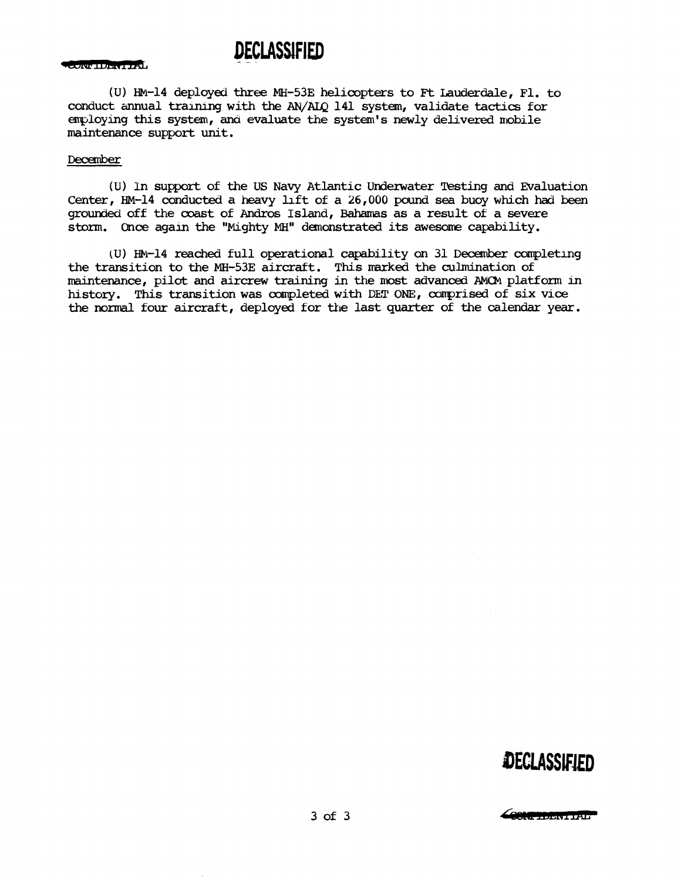(U) HM-14 deployed three MH-53E helicopters to Ft Lauderdale, Fl. to conduct annual training with the AN/ALQ 141 system, validate tactics for employing this system, and evaluate the system's newly delivered mobile maintenance support unit.

December

(U) In support of the US Navy Atlantic Underwater Testing and Evaluation Center, HM-14 conducted a heavy lift of a 26,000 pound sea buoy which had been grounded off the coast of Andros Island, Bahamas as a result of a severe storm. Once again the "Mighty MH" demonstrated its awesome capability.

(U) HM-14 reached full operational capability on 31 December completing the transition to the MH-53E aircraft. This marked the culmination of maintenance, pilot and aircrew training in the most advanced AMCM platform in history. This transition was completed with DET ONE, comprised of six vice the normal four aircraft, deployed for the last quarter of the calendar year.